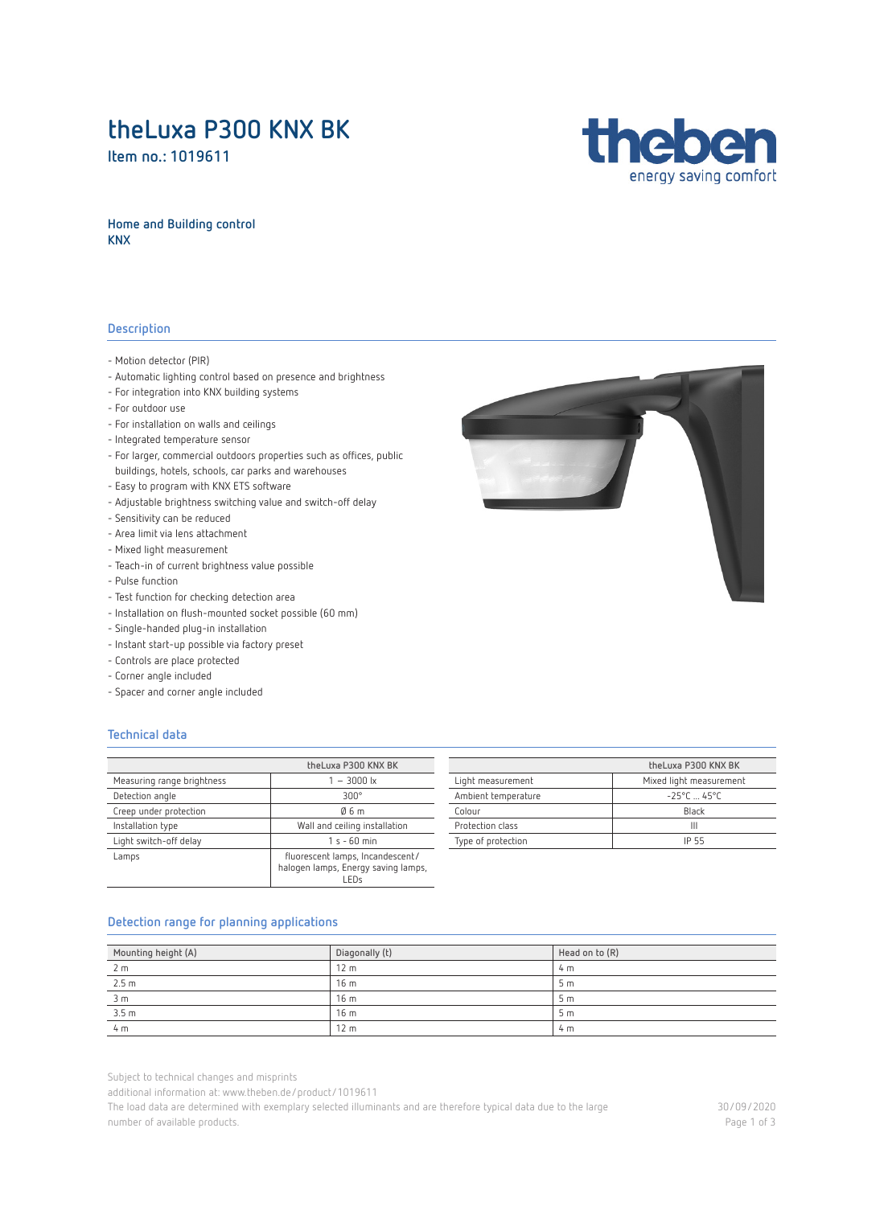# theLuxa P300 KNX BK

**Item no.: 1019611**

**Home and Building control**
**KNX**

## Description

- Motion detector (PIR)
- Automatic lighting control based on presence and brightness
- For integration into KNX building systems
- For outdoor use
- For installation on walls and ceilings
- Integrated temperature sensor
- For larger, commercial outdoors properties such as offices, public buildings, hotels, schools, car parks and warehouses
- Easy to program with KNX ETS software
- Adjustable brightness switching value and switch-off delay
- Sensitivity can be reduced
- Area limit via lens attachment
- Mixed light measurement
- Teach-in of current brightness value possible
- Pulse function
- Test function for checking detection area
- Installation on flush-mounted socket possible (60 mm)
- Single-handed plug-in installation
- Instant start-up possible via factory preset
- Controls are place protected
- Corner angle included
- Spacer and corner angle included

## Technical data

| | theLuxa P300 KNX BK |
|---|---|
| Measuring range brightness | 1 – 3000 lx |
| Detection angle | 300° |
| Creep under protection | Ø 6 m |
| Installation type | Wall and ceiling installation |
| Light switch-off delay | 1 s - 60 min |
| Lamps | fluorescent lamps, Incandescent/ halogen lamps, Energy saving lamps, LEDs |

| | theLuxa P300 KNX BK |
|---|---|
| Light measurement | Mixed light measurement |
| Ambient temperature | -25°C ... 45°C |
| Colour | Black |
| Protection class | III |
| Type of protection | IP 55 |

## Detection range for planning applications

| Mounting height (A) | Diagonally (t) | Head on to (R) |
|---|---|---|
| 2 m | 12 m | 4 m |
| 2.5 m | 16 m | 5 m |
| 3 m | 16 m | 5 m |
| 3.5 m | 16 m | 5 m |
| 4 m | 12 m | 4 m |

Subject to technical changes and misprints

additional information at: www.theben.de/product/1019611

The load data are determined with exemplary selected illuminants and are therefore typical data due to the large number of available products.

30/09/2020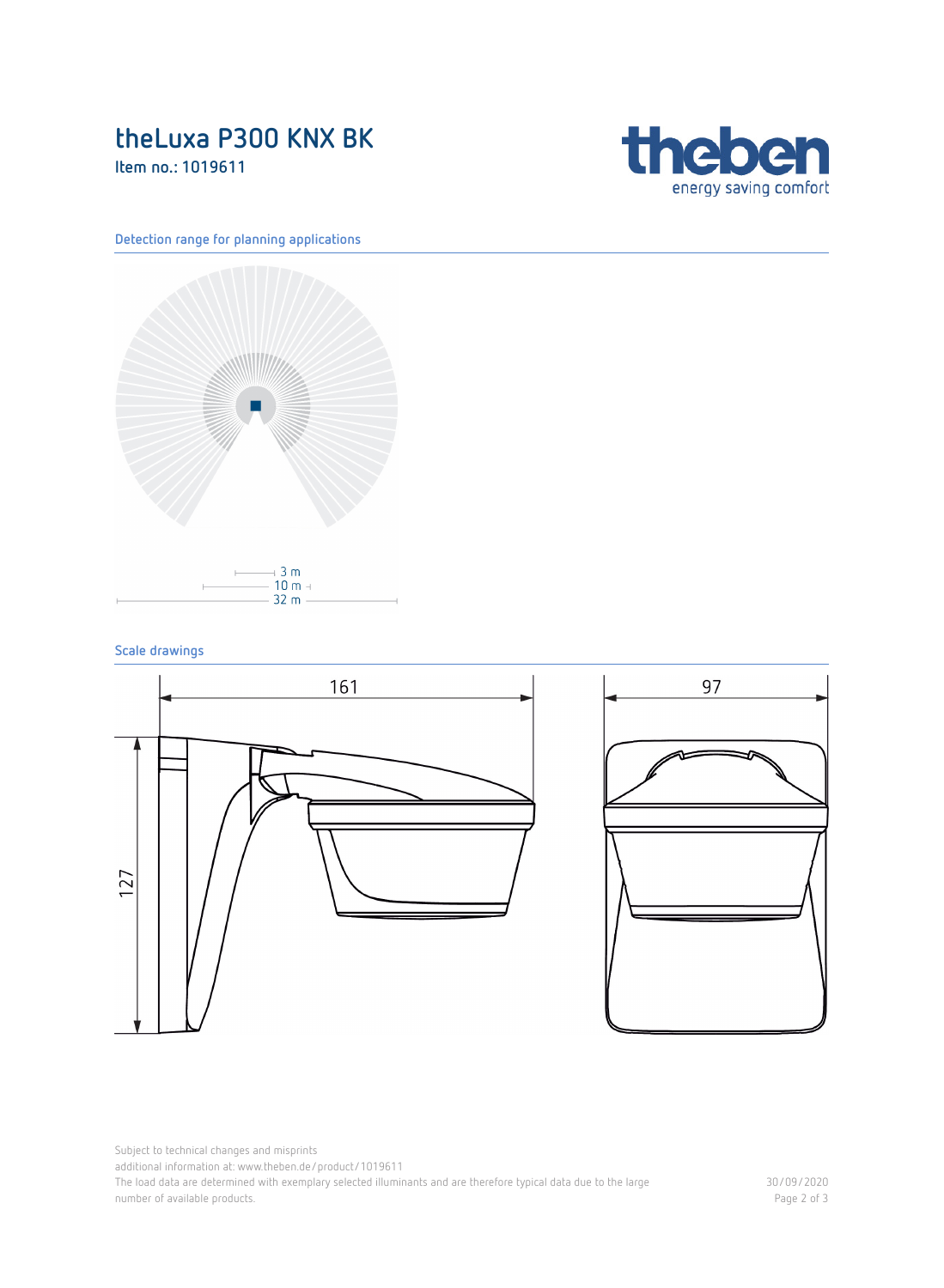# theLuxa P300 KNX BK

**Item no.: 1019611**

## Detection range for planning applications

3 m
10 m
32 m

## Scale drawings

161

127

97

Subject to technical changes and misprints
additional information at: www.theben.de/product/1019611
The load data are determined with exemplary selected illuminants and are therefore typical data due to the large number of available products.

30/09/2020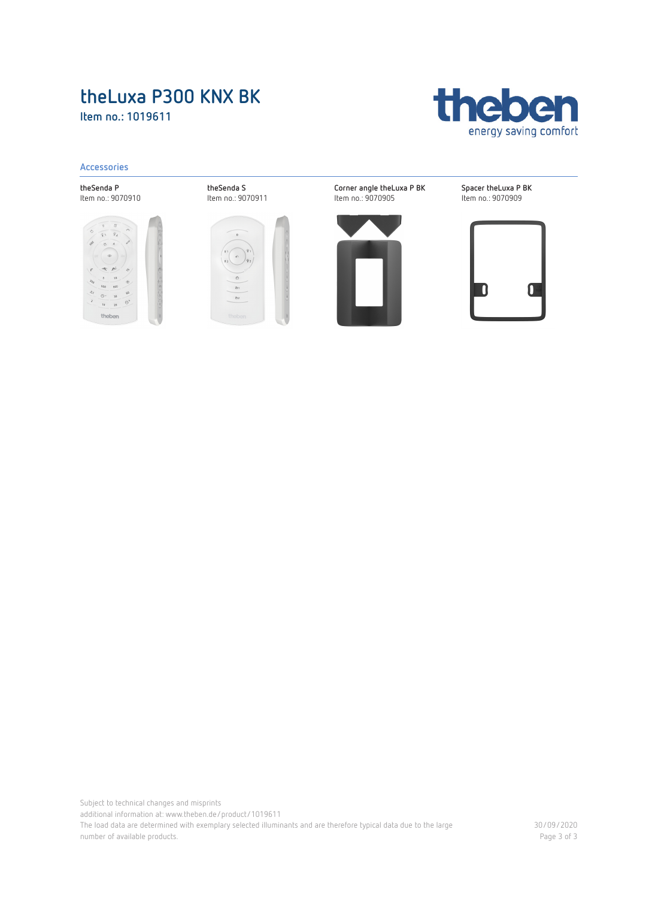# theLuxa P300 KNX BK

**Item no.: 1019611**

## Accessories

**theSenda P**
Item no.: 9070910

**theSenda S**
Item no.: 9070911

**Corner angle theLuxa P BK**
Item no.: 9070905

**Spacer theLuxa P BK**
Item no.: 9070909

Subject to technical changes and misprints
additional information at: www.theben.de/product/1019611
The load data are determined with exemplary selected illuminants and are therefore typical data due to the large number of available products.

30/09/2020